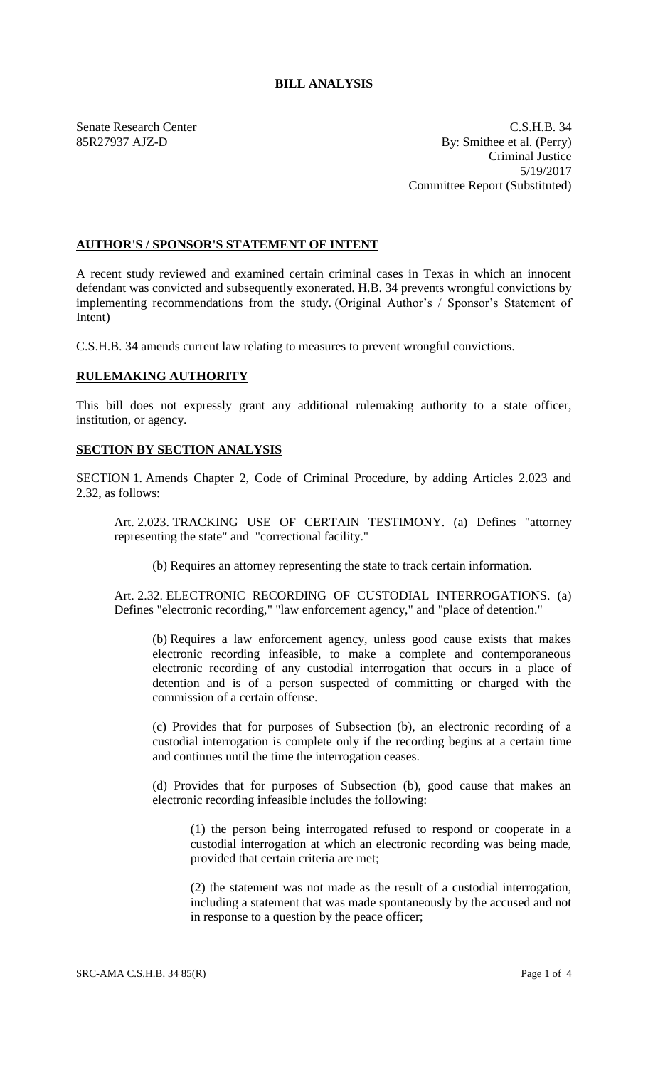# BILL ANALYSIS

Senate Research Center
85R27937 AJZ-D

C.S.H.B. 34
By: Smithee et al. (Perry)
Criminal Justice
5/19/2017
Committee Report (Substituted)

## AUTHOR'S / SPONSOR'S STATEMENT OF INTENT

A recent study reviewed and examined certain criminal cases in Texas in which an innocent defendant was convicted and subsequently exonerated. H.B. 34 prevents wrongful convictions by implementing recommendations from the study. (Original Author's / Sponsor's Statement of Intent)

C.S.H.B. 34 amends current law relating to measures to prevent wrongful convictions.

## RULEMAKING AUTHORITY

This bill does not expressly grant any additional rulemaking authority to a state officer, institution, or agency.

## SECTION BY SECTION ANALYSIS

SECTION 1. Amends Chapter 2, Code of Criminal Procedure, by adding Articles 2.023 and 2.32, as follows:

Art. 2.023. TRACKING USE OF CERTAIN TESTIMONY. (a) Defines "attorney representing the state" and "correctional facility."

(b) Requires an attorney representing the state to track certain information.

Art. 2.32. ELECTRONIC RECORDING OF CUSTODIAL INTERROGATIONS. (a) Defines "electronic recording," "law enforcement agency," and "place of detention."

(b) Requires a law enforcement agency, unless good cause exists that makes electronic recording infeasible, to make a complete and contemporaneous electronic recording of any custodial interrogation that occurs in a place of detention and is of a person suspected of committing or charged with the commission of a certain offense.

(c) Provides that for purposes of Subsection (b), an electronic recording of a custodial interrogation is complete only if the recording begins at a certain time and continues until the time the interrogation ceases.

(d) Provides that for purposes of Subsection (b), good cause that makes an electronic recording infeasible includes the following:

(1) the person being interrogated refused to respond or cooperate in a custodial interrogation at which an electronic recording was being made, provided that certain criteria are met;

(2) the statement was not made as the result of a custodial interrogation, including a statement that was made spontaneously by the accused and not in response to a question by the peace officer;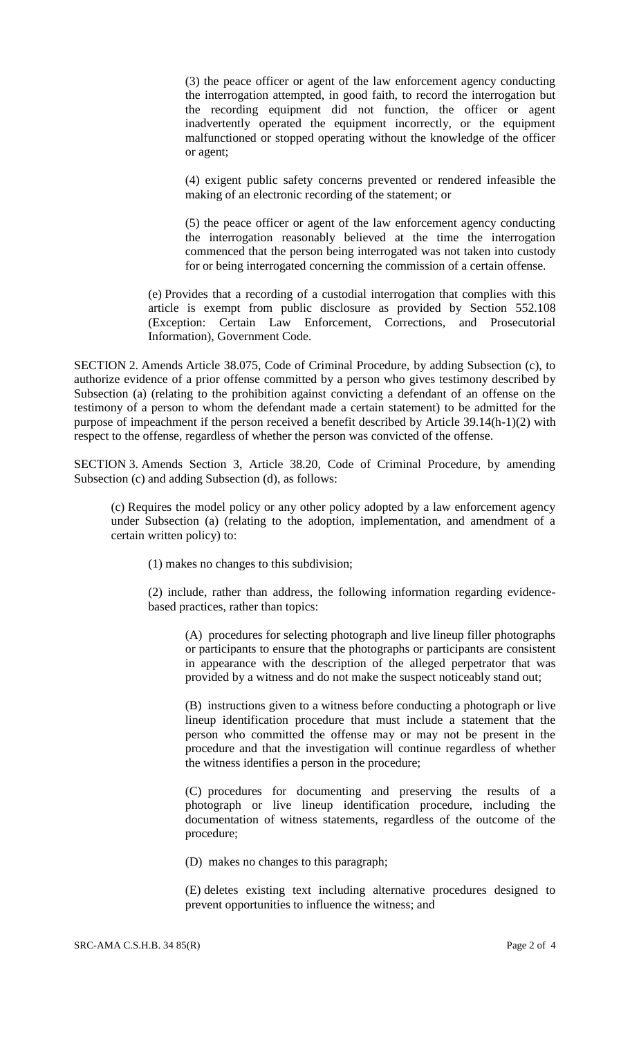(3) the peace officer or agent of the law enforcement agency conducting the interrogation attempted, in good faith, to record the interrogation but the recording equipment did not function, the officer or agent inadvertently operated the equipment incorrectly, or the equipment malfunctioned or stopped operating without the knowledge of the officer or agent;

(4) exigent public safety concerns prevented or rendered infeasible the making of an electronic recording of the statement; or

(5) the peace officer or agent of the law enforcement agency conducting the interrogation reasonably believed at the time the interrogation commenced that the person being interrogated was not taken into custody for or being interrogated concerning the commission of a certain offense.

(e) Provides that a recording of a custodial interrogation that complies with this article is exempt from public disclosure as provided by Section 552.108 (Exception: Certain Law Enforcement, Corrections, and Prosecutorial Information), Government Code.

SECTION 2. Amends Article 38.075, Code of Criminal Procedure, by adding Subsection (c), to authorize evidence of a prior offense committed by a person who gives testimony described by Subsection (a) (relating to the prohibition against convicting a defendant of an offense on the testimony of a person to whom the defendant made a certain statement) to be admitted for the purpose of impeachment if the person received a benefit described by Article 39.14(h-1)(2) with respect to the offense, regardless of whether the person was convicted of the offense.

SECTION 3. Amends Section 3, Article 38.20, Code of Criminal Procedure, by amending Subsection (c) and adding Subsection (d), as follows:

(c) Requires the model policy or any other policy adopted by a law enforcement agency under Subsection (a) (relating to the adoption, implementation, and amendment of a certain written policy) to:

(1) makes no changes to this subdivision;

(2) include, rather than address, the following information regarding evidence-based practices, rather than topics:

(A) procedures for selecting photograph and live lineup filler photographs or participants to ensure that the photographs or participants are consistent in appearance with the description of the alleged perpetrator that was provided by a witness and do not make the suspect noticeably stand out;

(B) instructions given to a witness before conducting a photograph or live lineup identification procedure that must include a statement that the person who committed the offense may or may not be present in the procedure and that the investigation will continue regardless of whether the witness identifies a person in the procedure;

(C) procedures for documenting and preserving the results of a photograph or live lineup identification procedure, including the documentation of witness statements, regardless of the outcome of the procedure;

(D) makes no changes to this paragraph;

(E) deletes existing text including alternative procedures designed to prevent opportunities to influence the witness; and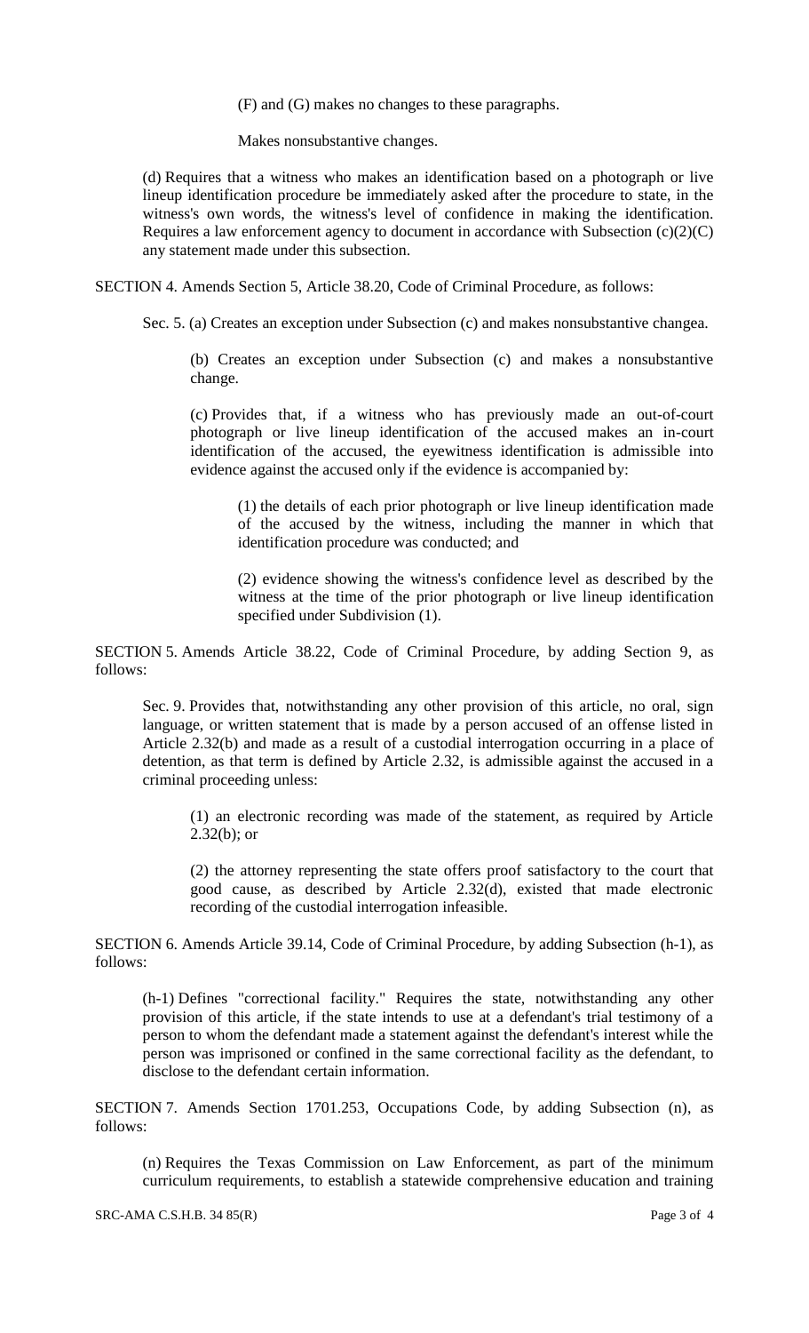(F) and (G) makes no changes to these paragraphs.

Makes nonsubstantive changes.

(d) Requires that a witness who makes an identification based on a photograph or live lineup identification procedure be immediately asked after the procedure to state, in the witness's own words, the witness's level of confidence in making the identification. Requires a law enforcement agency to document in accordance with Subsection (c)(2)(C) any statement made under this subsection.

SECTION 4. Amends Section 5, Article 38.20, Code of Criminal Procedure, as follows:

Sec. 5. (a) Creates an exception under Subsection (c) and makes nonsubstantive changea.

(b) Creates an exception under Subsection (c) and makes a nonsubstantive change.

(c) Provides that, if a witness who has previously made an out-of-court photograph or live lineup identification of the accused makes an in-court identification of the accused, the eyewitness identification is admissible into evidence against the accused only if the evidence is accompanied by:

(1) the details of each prior photograph or live lineup identification made of the accused by the witness, including the manner in which that identification procedure was conducted; and

(2) evidence showing the witness's confidence level as described by the witness at the time of the prior photograph or live lineup identification specified under Subdivision (1).

SECTION 5. Amends Article 38.22, Code of Criminal Procedure, by adding Section 9, as follows:

Sec. 9. Provides that, notwithstanding any other provision of this article, no oral, sign language, or written statement that is made by a person accused of an offense listed in Article 2.32(b) and made as a result of a custodial interrogation occurring in a place of detention, as that term is defined by Article 2.32, is admissible against the accused in a criminal proceeding unless:

(1) an electronic recording was made of the statement, as required by Article 2.32(b); or

(2) the attorney representing the state offers proof satisfactory to the court that good cause, as described by Article 2.32(d), existed that made electronic recording of the custodial interrogation infeasible.

SECTION 6. Amends Article 39.14, Code of Criminal Procedure, by adding Subsection (h-1), as follows:

(h-1) Defines "correctional facility." Requires the state, notwithstanding any other provision of this article, if the state intends to use at a defendant's trial testimony of a person to whom the defendant made a statement against the defendant's interest while the person was imprisoned or confined in the same correctional facility as the defendant, to disclose to the defendant certain information.

SECTION 7. Amends Section 1701.253, Occupations Code, by adding Subsection (n), as follows:

(n) Requires the Texas Commission on Law Enforcement, as part of the minimum curriculum requirements, to establish a statewide comprehensive education and training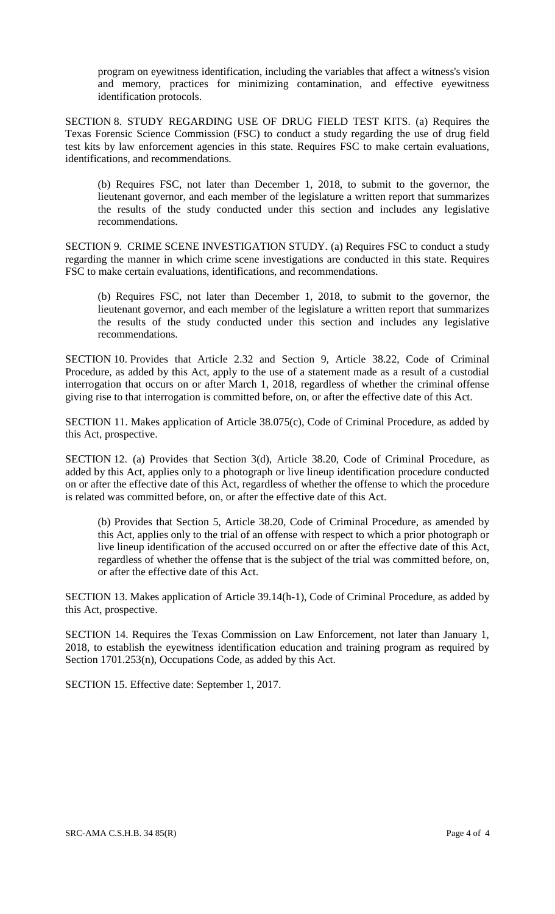program on eyewitness identification, including the variables that affect a witness's vision and memory, practices for minimizing contamination, and effective eyewitness identification protocols.

SECTION 8. STUDY REGARDING USE OF DRUG FIELD TEST KITS. (a) Requires the Texas Forensic Science Commission (FSC) to conduct a study regarding the use of drug field test kits by law enforcement agencies in this state. Requires FSC to make certain evaluations, identifications, and recommendations.

(b) Requires FSC, not later than December 1, 2018, to submit to the governor, the lieutenant governor, and each member of the legislature a written report that summarizes the results of the study conducted under this section and includes any legislative recommendations.

SECTION 9. CRIME SCENE INVESTIGATION STUDY. (a) Requires FSC to conduct a study regarding the manner in which crime scene investigations are conducted in this state. Requires FSC to make certain evaluations, identifications, and recommendations.

(b) Requires FSC, not later than December 1, 2018, to submit to the governor, the lieutenant governor, and each member of the legislature a written report that summarizes the results of the study conducted under this section and includes any legislative recommendations.

SECTION 10. Provides that Article 2.32 and Section 9, Article 38.22, Code of Criminal Procedure, as added by this Act, apply to the use of a statement made as a result of a custodial interrogation that occurs on or after March 1, 2018, regardless of whether the criminal offense giving rise to that interrogation is committed before, on, or after the effective date of this Act.

SECTION 11. Makes application of Article 38.075(c), Code of Criminal Procedure, as added by this Act, prospective.

SECTION 12. (a) Provides that Section 3(d), Article 38.20, Code of Criminal Procedure, as added by this Act, applies only to a photograph or live lineup identification procedure conducted on or after the effective date of this Act, regardless of whether the offense to which the procedure is related was committed before, on, or after the effective date of this Act.

(b) Provides that Section 5, Article 38.20, Code of Criminal Procedure, as amended by this Act, applies only to the trial of an offense with respect to which a prior photograph or live lineup identification of the accused occurred on or after the effective date of this Act, regardless of whether the offense that is the subject of the trial was committed before, on, or after the effective date of this Act.

SECTION 13. Makes application of Article 39.14(h-1), Code of Criminal Procedure, as added by this Act, prospective.

SECTION 14. Requires the Texas Commission on Law Enforcement, not later than January 1, 2018, to establish the eyewitness identification education and training program as required by Section 1701.253(n), Occupations Code, as added by this Act.

SECTION 15. Effective date: September 1, 2017.